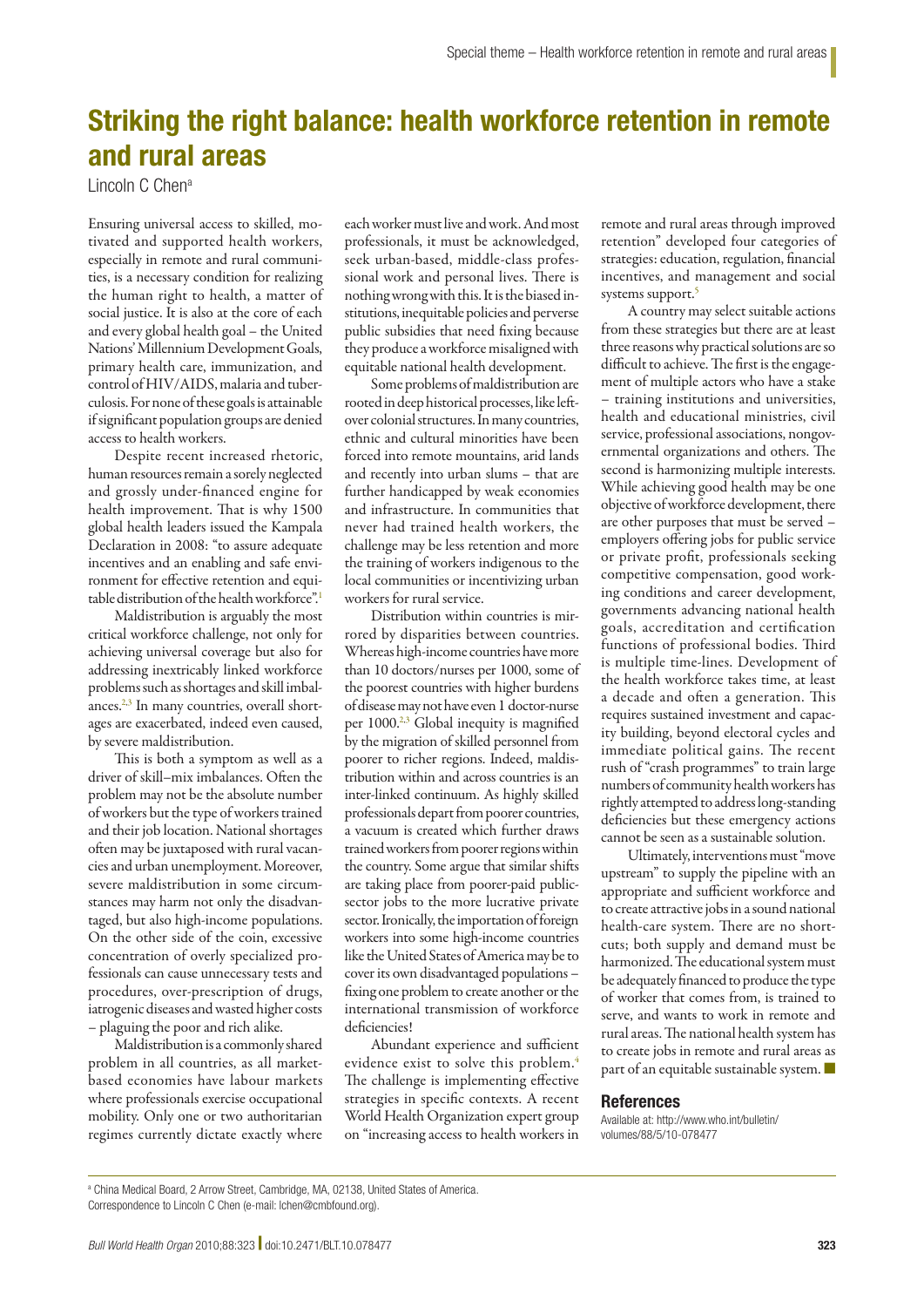# Striking the right balance: health workforce retention in remote and rural areas

Lincoln C Chen[a]

Ensuring universal access to skilled, motivated and supported health workers, especially in remote and rural communities, is a necessary condition for realizing the human right to health, a matter of social justice. It is also at the core of each and every global health goal – the United Nations' Millennium Development Goals, primary health care, immunization, and control of HIV/AIDS, malaria and tuberculosis. For none of these goals is attainable if significant population groups are denied access to health workers.

Despite recent increased rhetoric, human resources remain a sorely neglected and grossly under-financed engine for health improvement. That is why 1500 global health leaders issued the Kampala Declaration in 2008: "to assure adequate incentives and an enabling and safe environment for effective retention and equitable distribution of the health workforce".[1]

Maldistribution is arguably the most critical workforce challenge, not only for achieving universal coverage but also for addressing inextricably linked workforce problems such as shortages and skill imbalances.[2,3] In many countries, overall shortages are exacerbated, indeed even caused, by severe maldistribution.

This is both a symptom as well as a driver of skill–mix imbalances. Often the problem may not be the absolute number of workers but the type of workers trained and their job location. National shortages often may be juxtaposed with rural vacancies and urban unemployment. Moreover, severe maldistribution in some circumstances may harm not only the disadvantaged, but also high-income populations. On the other side of the coin, excessive concentration of overly specialized professionals can cause unnecessary tests and procedures, over-prescription of drugs, iatrogenic diseases and wasted higher costs – plaguing the poor and rich alike.

Maldistribution is a commonly shared problem in all countries, as all market-based economies have labour markets where professionals exercise occupational mobility. Only one or two authoritarian regimes currently dictate exactly where each worker must live and work. And most professionals, it must be acknowledged, seek urban-based, middle-class professional work and personal lives. There is nothing wrong with this. It is the biased institutions, inequitable policies and perverse public subsidies that need fixing because they produce a workforce misaligned with equitable national health development.

Some problems of maldistribution are rooted in deep historical processes, like leftover colonial structures. In many countries, ethnic and cultural minorities have been forced into remote mountains, arid lands and recently into urban slums – that are further handicapped by weak economies and infrastructure. In communities that never had trained health workers, the challenge may be less retention and more the training of workers indigenous to the local communities or incentivizing urban workers for rural service.

Distribution within countries is mirrored by disparities between countries. Whereas high-income countries have more than 10 doctors/nurses per 1000, some of the poorest countries with higher burdens of disease may not have even 1 doctor-nurse per 1000.[2,3] Global inequity is magnified by the migration of skilled personnel from poorer to richer regions. Indeed, maldistribution within and across countries is an inter-linked continuum. As highly skilled professionals depart from poorer countries, a vacuum is created which further draws trained workers from poorer regions within the country. Some argue that similar shifts are taking place from poorer-paid public-sector jobs to the more lucrative private sector. Ironically, the importation of foreign workers into some high-income countries like the United States of America may be to cover its own disadvantaged populations – fixing one problem to create another or the international transmission of workforce deficiencies!

Abundant experience and sufficient evidence exist to solve this problem.[4] The challenge is implementing effective strategies in specific contexts. A recent World Health Organization expert group on "increasing access to health workers in remote and rural areas through improved retention" developed four categories of strategies: education, regulation, financial incentives, and management and social systems support.[5]

A country may select suitable actions from these strategies but there are at least three reasons why practical solutions are so difficult to achieve. The first is the engagement of multiple actors who have a stake – training institutions and universities, health and educational ministries, civil service, professional associations, nongovernmental organizations and others. The second is harmonizing multiple interests. While achieving good health may be one objective of workforce development, there are other purposes that must be served – employers offering jobs for public service or private profit, professionals seeking competitive compensation, good working conditions and career development, governments advancing national health goals, accreditation and certification functions of professional bodies. Third is multiple time-lines. Development of the health workforce takes time, at least a decade and often a generation. This requires sustained investment and capacity building, beyond electoral cycles and immediate political gains. The recent rush of "crash programmes" to train large numbers of community health workers has rightly attempted to address long-standing deficiencies but these emergency actions cannot be seen as a sustainable solution.

Ultimately, interventions must "move upstream" to supply the pipeline with an appropriate and sufficient workforce and to create attractive jobs in a sound national health-care system. There are no shortcuts; both supply and demand must be harmonized. The educational system must be adequately financed to produce the type of worker that comes from, is trained to serve, and wants to work in remote and rural areas. The national health system has to create jobs in remote and rural areas as part of an equitable sustainable system. ■

## References

Available at: http://www.who.int/bulletin/volumes/88/5/10-078477

[a] China Medical Board, 2 Arrow Street, Cambridge, MA, 02138, United States of America.
Correspondence to Lincoln C Chen (e-mail: lchen@cmbfound.org).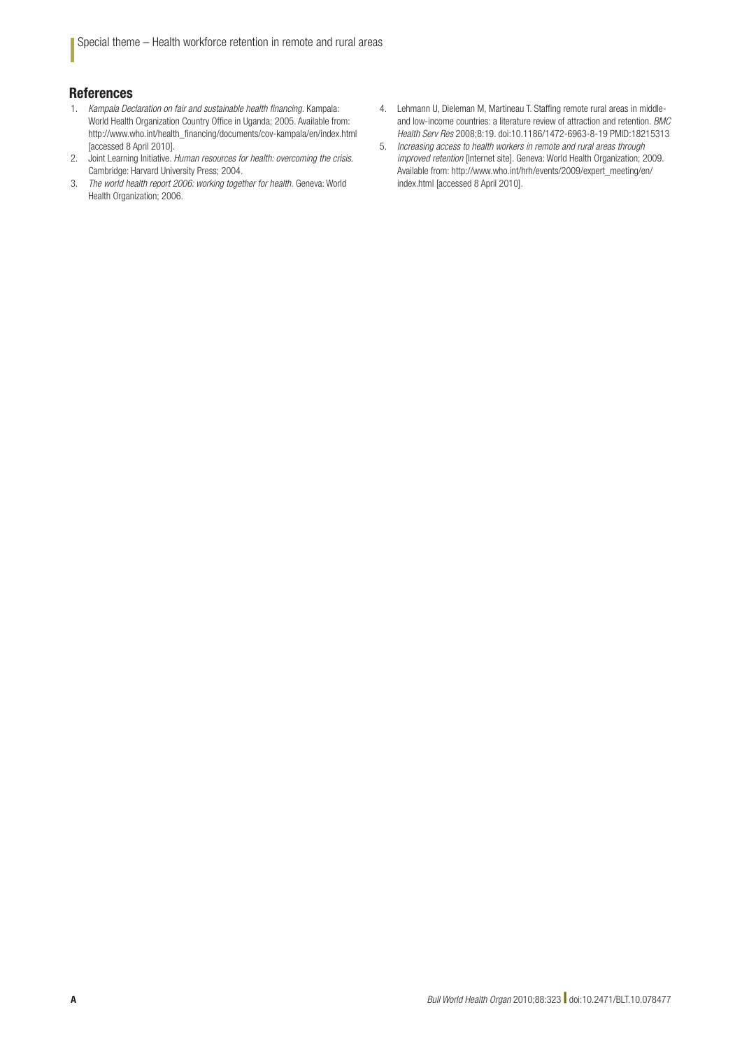## References

1. *Kampala Declaration on fair and sustainable health financing*. Kampala: World Health Organization Country Office in Uganda; 2005. Available from: http://www.who.int/health_financing/documents/cov-kampala/en/index.html [accessed 8 April 2010].
2. Joint Learning Initiative. *Human resources for health: overcoming the crisis*. Cambridge: Harvard University Press; 2004.
3. *The world health report 2006: working together for health*. Geneva: World Health Organization; 2006.
4. Lehmann U, Dieleman M, Martineau T. Staffing remote rural areas in middle- and low-income countries: a literature review of attraction and retention. *BMC Health Serv Res* 2008;8:19. doi:10.1186/1472-6963-8-19 PMID:18215313
5. *Increasing access to health workers in remote and rural areas through improved retention* [Internet site]. Geneva: World Health Organization; 2009. Available from: http://www.who.int/hrh/events/2009/expert_meeting/en/index.html [accessed 8 April 2010].